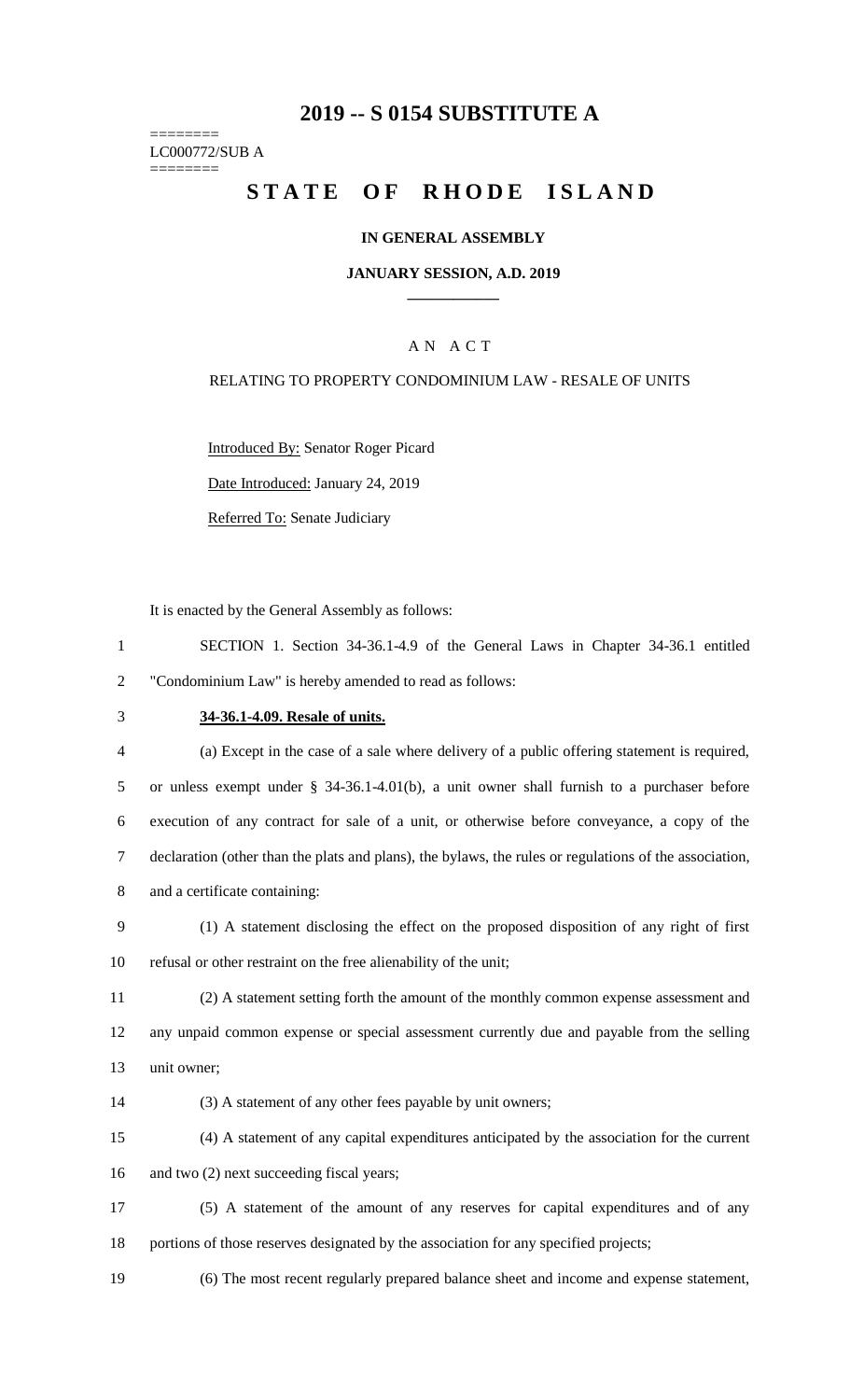# 2019 -- S 0154 SUBSTITUTE A

========
LC000772/SUB A
========

# STATE OF RHODE ISLAND

### IN GENERAL ASSEMBLY

### JANUARY SESSION, A.D. 2019

## A N A C T

### RELATING TO PROPERTY CONDOMINIUM LAW - RESALE OF UNITS

Introduced By: Senator Roger Picard

Date Introduced: January 24, 2019

Referred To: Senate Judiciary

It is enacted by the General Assembly as follows:

1 SECTION 1. Section 34-36.1-4.9 of the General Laws in Chapter 34-36.1 entitled
2 "Condominium Law" is hereby amended to read as follows:

3 **34-36.1-4.09. Resale of units.**

4 (a) Except in the case of a sale where delivery of a public offering statement is required,
5 or unless exempt under § 34-36.1-4.01(b), a unit owner shall furnish to a purchaser before
6 execution of any contract for sale of a unit, or otherwise before conveyance, a copy of the
7 declaration (other than the plats and plans), the bylaws, the rules or regulations of the association,
8 and a certificate containing:

9 (1) A statement disclosing the effect on the proposed disposition of any right of first
10 refusal or other restraint on the free alienability of the unit;

11 (2) A statement setting forth the amount of the monthly common expense assessment and
12 any unpaid common expense or special assessment currently due and payable from the selling
13 unit owner;

14 (3) A statement of any other fees payable by unit owners;

15 (4) A statement of any capital expenditures anticipated by the association for the current
16 and two (2) next succeeding fiscal years;

17 (5) A statement of the amount of any reserves for capital expenditures and of any
18 portions of those reserves designated by the association for any specified projects;

19 (6) The most recent regularly prepared balance sheet and income and expense statement,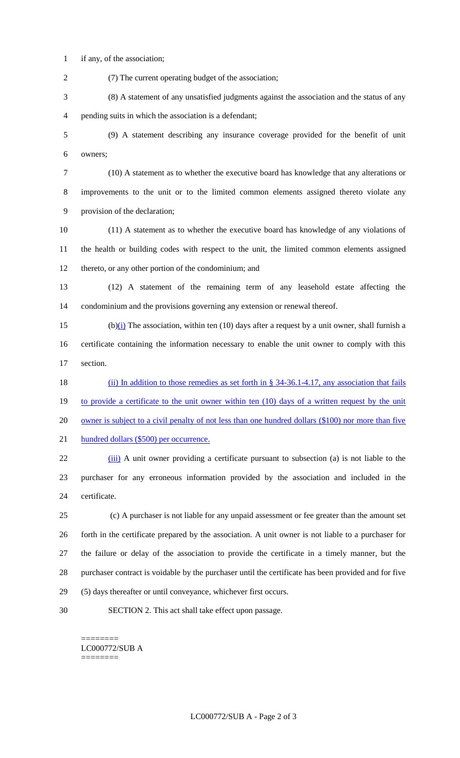if any, of the association;

(7) The current operating budget of the association;

(8) A statement of any unsatisfied judgments against the association and the status of any pending suits in which the association is a defendant;

(9) A statement describing any insurance coverage provided for the benefit of unit owners;

(10) A statement as to whether the executive board has knowledge that any alterations or improvements to the unit or to the limited common elements assigned thereto violate any provision of the declaration;

(11) A statement as to whether the executive board has knowledge of any violations of the health or building codes with respect to the unit, the limited common elements assigned thereto, or any other portion of the condominium; and

(12) A statement of the remaining term of any leasehold estate affecting the condominium and the provisions governing any extension or renewal thereof.

(b)(i) The association, within ten (10) days after a request by a unit owner, shall furnish a certificate containing the information necessary to enable the unit owner to comply with this section.

(ii) In addition to those remedies as set forth in § 34-36.1-4.17, any association that fails to provide a certificate to the unit owner within ten (10) days of a written request by the unit owner is subject to a civil penalty of not less than one hundred dollars ($100) nor more than five hundred dollars ($500) per occurrence.

(iii) A unit owner providing a certificate pursuant to subsection (a) is not liable to the purchaser for any erroneous information provided by the association and included in the certificate.

(c) A purchaser is not liable for any unpaid assessment or fee greater than the amount set forth in the certificate prepared by the association. A unit owner is not liable to a purchaser for the failure or delay of the association to provide the certificate in a timely manner, but the purchaser contract is voidable by the purchaser until the certificate has been provided and for five (5) days thereafter or until conveyance, whichever first occurs.

SECTION 2. This act shall take effect upon passage.

========
LC000772/SUB A
========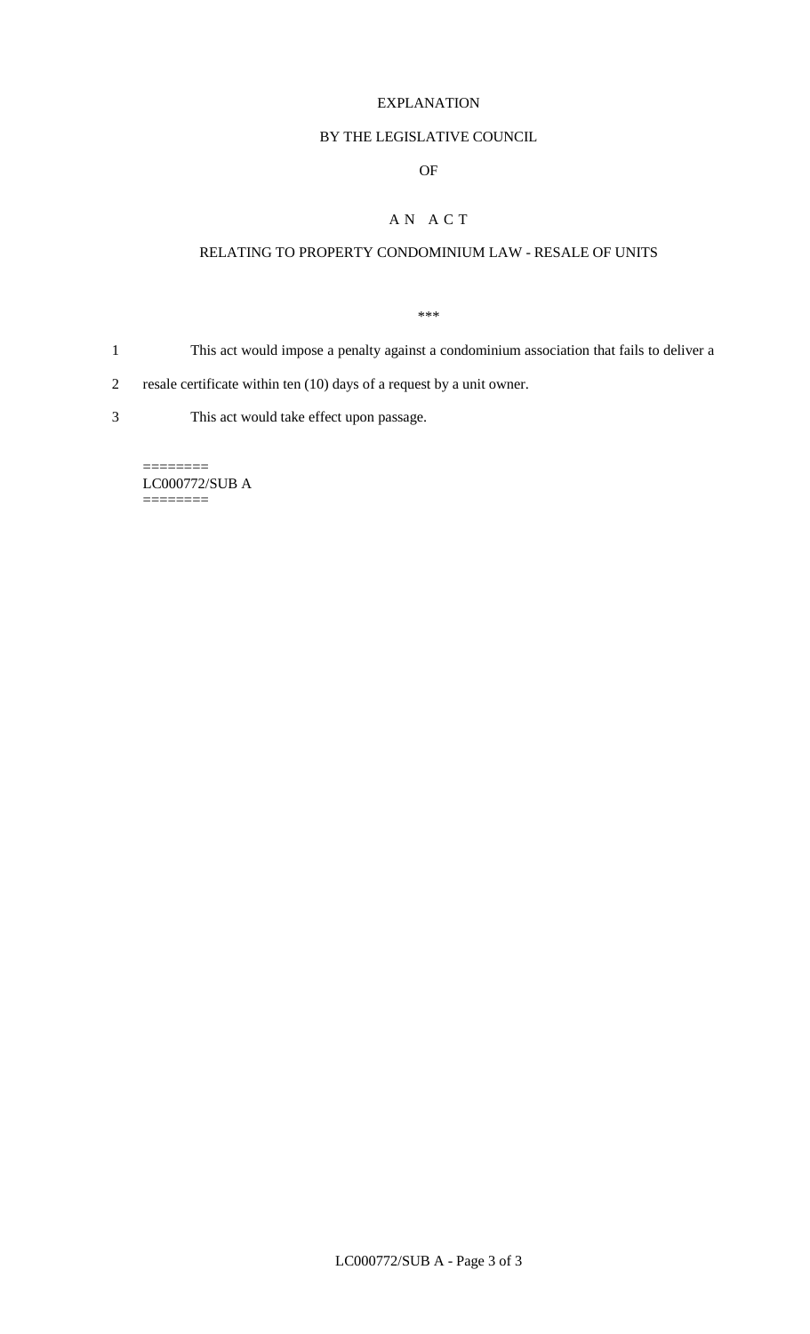EXPLANATION

BY THE LEGISLATIVE COUNCIL

OF

A N A C T

RELATING TO PROPERTY CONDOMINIUM LAW - RESALE OF UNITS

\*\*\*

1 This act would impose a penalty against a condominium association that fails to deliver a

2 resale certificate within ten (10) days of a request by a unit owner.

3 This act would take effect upon passage.

========
LC000772/SUB A
========